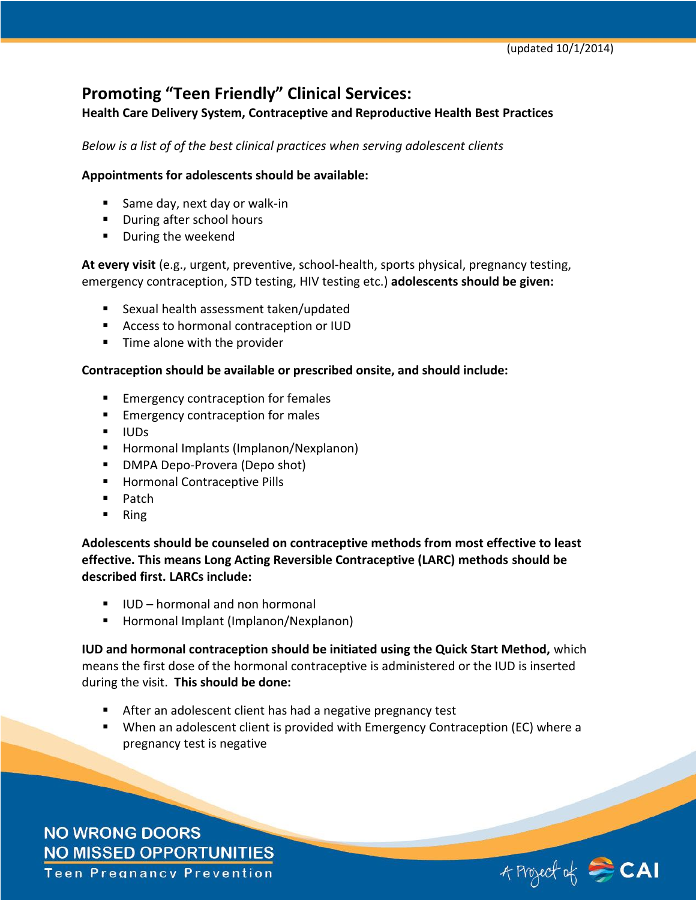(updated 10/1/2014)

# Promoting "Teen Friendly" Clinical Services:

**Health Care Delivery System, Contraceptive and Reproductive Health Best Practices**

*Below is a list of of the best clinical practices when serving adolescent clients*

**Appointments for adolescents should be available:**

- Same day, next day or walk-in
- During after school hours
- During the weekend

**At every visit** (e.g., urgent, preventive, school-health, sports physical, pregnancy testing, emergency contraception, STD testing, HIV testing etc.) **adolescents should be given:**

- Sexual health assessment taken/updated
- Access to hormonal contraception or IUD
- Time alone with the provider

**Contraception should be available or prescribed onsite, and should include:**

- Emergency contraception for females
- Emergency contraception for males
- IUDs
- Hormonal Implants (Implanon/Nexplanon)
- DMPA Depo-Provera (Depo shot)
- Hormonal Contraceptive Pills
- Patch
- Ring

**Adolescents should be counseled on contraceptive methods from most effective to least effective. This means Long Acting Reversible Contraceptive (LARC) methods should be described first. LARCs include:**

- IUD – hormonal and non hormonal
- Hormonal Implant (Implanon/Nexplanon)

**IUD and hormonal contraception should be initiated using the Quick Start Method,** which means the first dose of the hormonal contraceptive is administered or the IUD is inserted during the visit. **This should be done:**

- After an adolescent client has had a negative pregnancy test
- When an adolescent client is provided with Emergency Contraception (EC) where a pregnancy test is negative

NO WRONG DOORS
NO MISSED OPPORTUNITIES
Teen Pregnancy Prevention

A Project of CAI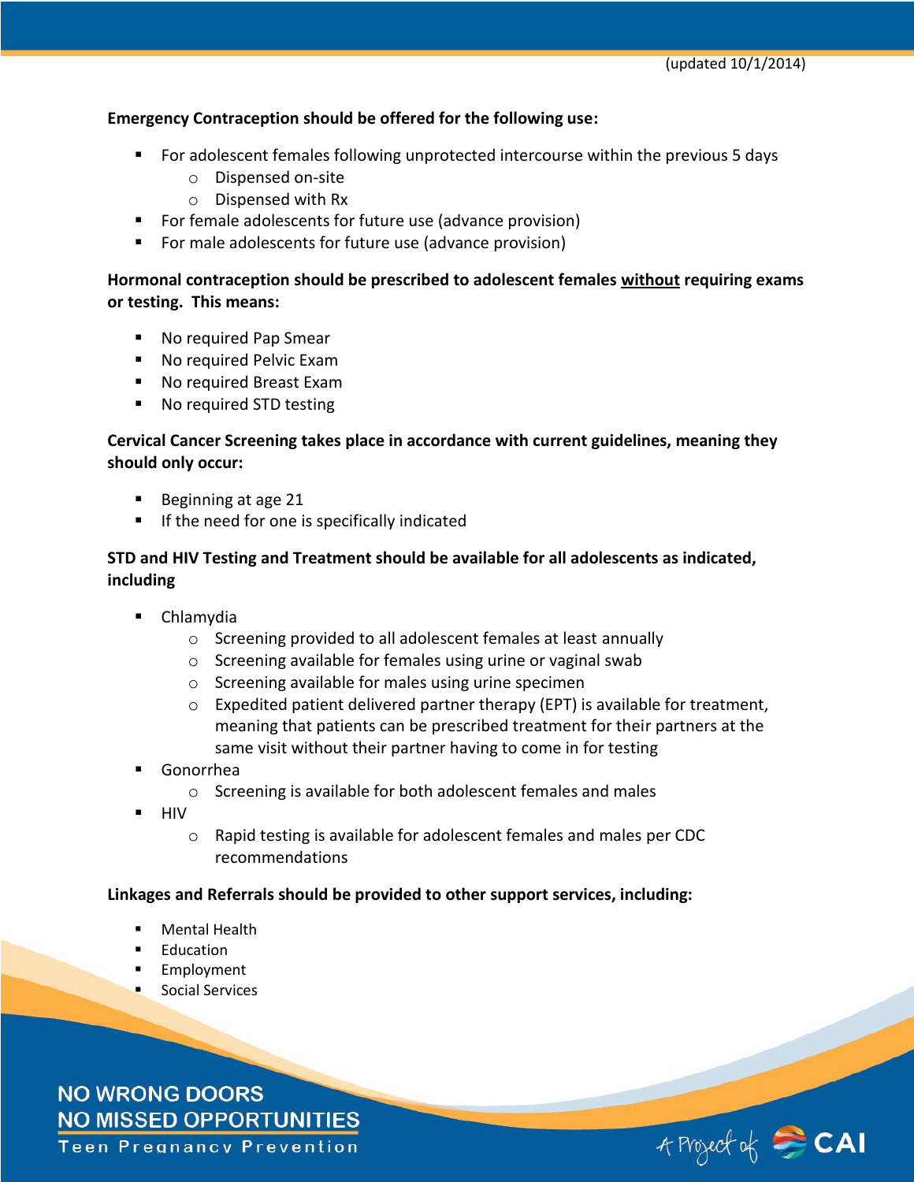(updated 10/1/2014)

**Emergency Contraception should be offered for the following use:**

- For adolescent females following unprotected intercourse within the previous 5 days
  - Dispensed on-site
  - Dispensed with Rx
- For female adolescents for future use (advance provision)
- For male adolescents for future use (advance provision)

**Hormonal contraception should be prescribed to adolescent females <u>without</u> requiring exams or testing. This means:**

- No required Pap Smear
- No required Pelvic Exam
- No required Breast Exam
- No required STD testing

**Cervical Cancer Screening takes place in accordance with current guidelines, meaning they should only occur:**

- Beginning at age 21
- If the need for one is specifically indicated

**STD and HIV Testing and Treatment should be available for all adolescents as indicated, including**

- Chlamydia
  - Screening provided to all adolescent females at least annually
  - Screening available for females using urine or vaginal swab
  - Screening available for males using urine specimen
  - Expedited patient delivered partner therapy (EPT) is available for treatment, meaning that patients can be prescribed treatment for their partners at the same visit without their partner having to come in for testing
- Gonorrhea
  - Screening is available for both adolescent females and males
- HIV
  - Rapid testing is available for adolescent females and males per CDC recommendations

**Linkages and Referrals should be provided to other support services, including:**

- Mental Health
- Education
- Employment
- Social Services

NO WRONG DOORS
NO MISSED OPPORTUNITIES
Teen Pregnancy Prevention

A Project of CAI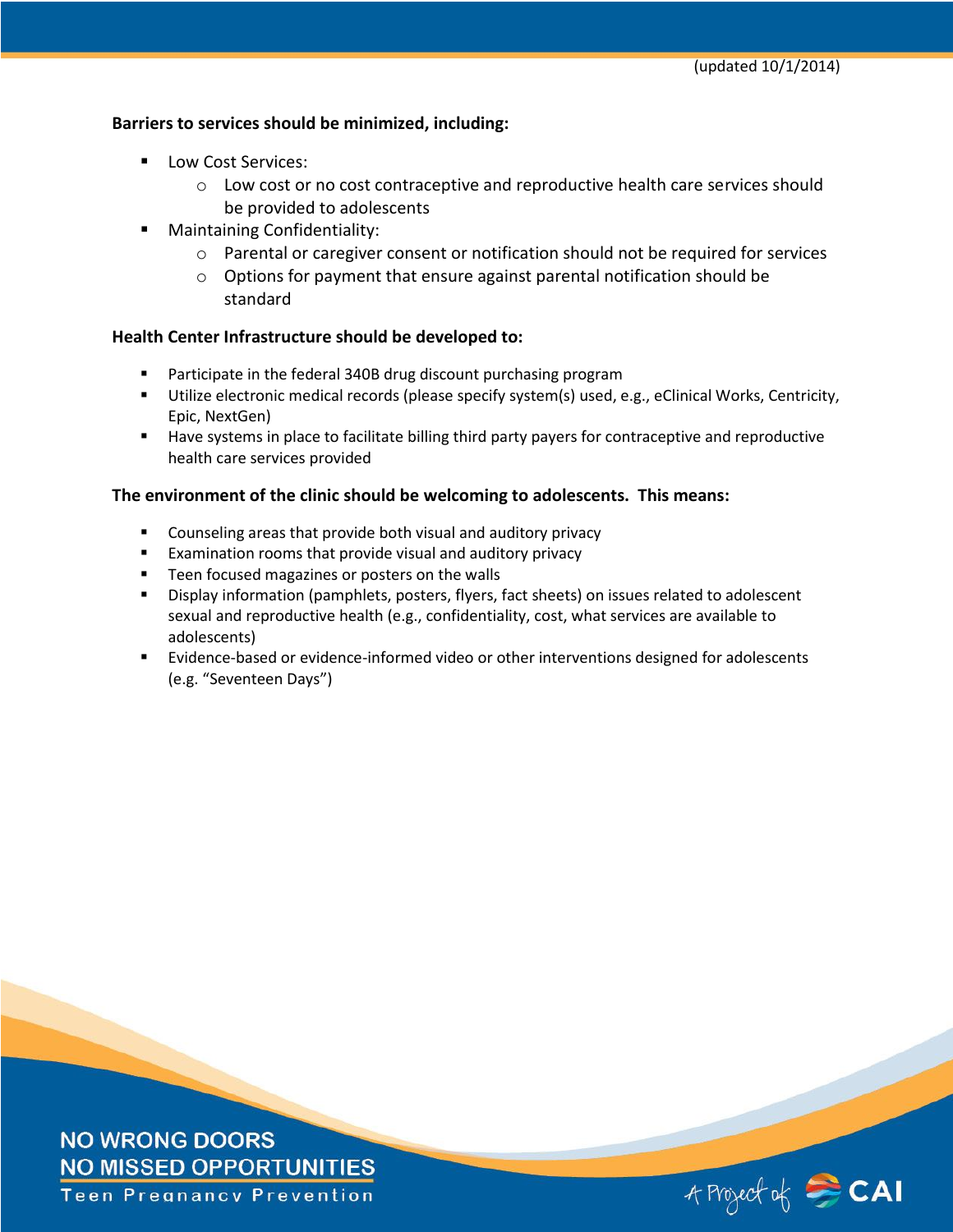(updated 10/1/2014)

**Barriers to services should be minimized, including:**

- Low Cost Services:
  - Low cost or no cost contraceptive and reproductive health care services should be provided to adolescents
- Maintaining Confidentiality:
  - Parental or caregiver consent or notification should not be required for services
  - Options for payment that ensure against parental notification should be standard

**Health Center Infrastructure should be developed to:**

- Participate in the federal 340B drug discount purchasing program
- Utilize electronic medical records (please specify system(s) used, e.g., eClinical Works, Centricity, Epic, NextGen)
- Have systems in place to facilitate billing third party payers for contraceptive and reproductive health care services provided

**The environment of the clinic should be welcoming to adolescents. This means:**

- Counseling areas that provide both visual and auditory privacy
- Examination rooms that provide visual and auditory privacy
- Teen focused magazines or posters on the walls
- Display information (pamphlets, posters, flyers, fact sheets) on issues related to adolescent sexual and reproductive health (e.g., confidentiality, cost, what services are available to adolescents)
- Evidence-based or evidence-informed video or other interventions designed for adolescents (e.g. "Seventeen Days")

NO WRONG DOORS
NO MISSED OPPORTUNITIES
Teen Pregnancy Prevention

A Project of CAI